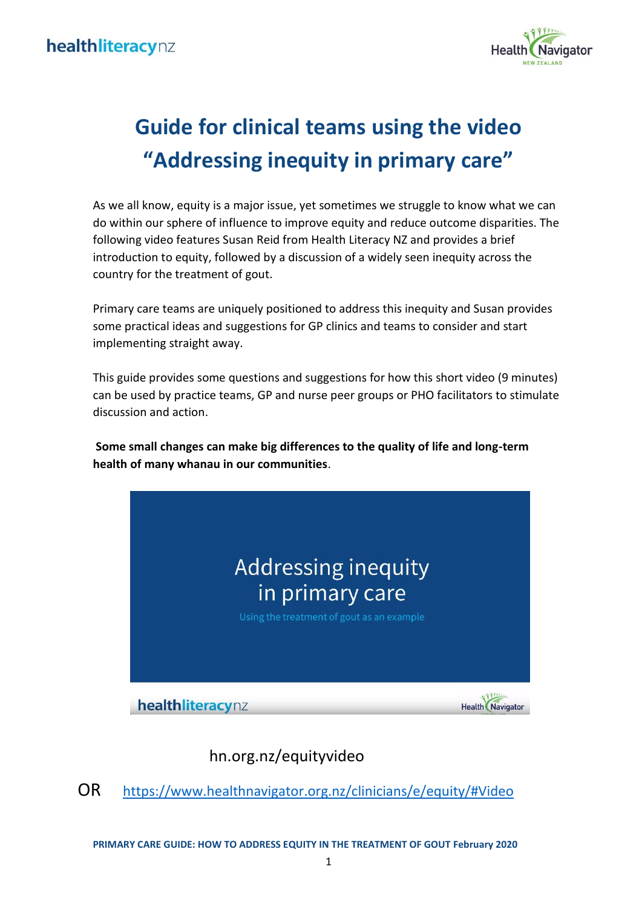# Guide for clinical teams using the video "Addressing inequity in primary care"

As we all know, equity is a major issue, yet sometimes we struggle to know what we can do within our sphere of influence to improve equity and reduce outcome disparities. The following video features Susan Reid from Health Literacy NZ and provides a brief introduction to equity, followed by a discussion of a widely seen inequity across the country for the treatment of gout.

Primary care teams are uniquely positioned to address this inequity and Susan provides some practical ideas and suggestions for GP clinics and teams to consider and start implementing straight away.

This guide provides some questions and suggestions for how this short video (9 minutes) can be used by practice teams, GP and nurse peer groups or PHO facilitators to stimulate discussion and action.

**Some small changes can make big differences to the quality of life and long-term health of many whanau in our communities**.

Addressing inequity in primary care

Using the treatment of gout as an example

hn.org.nz/equityvideo

OR https://www.healthnavigator.org.nz/clinicians/e/equity/#Video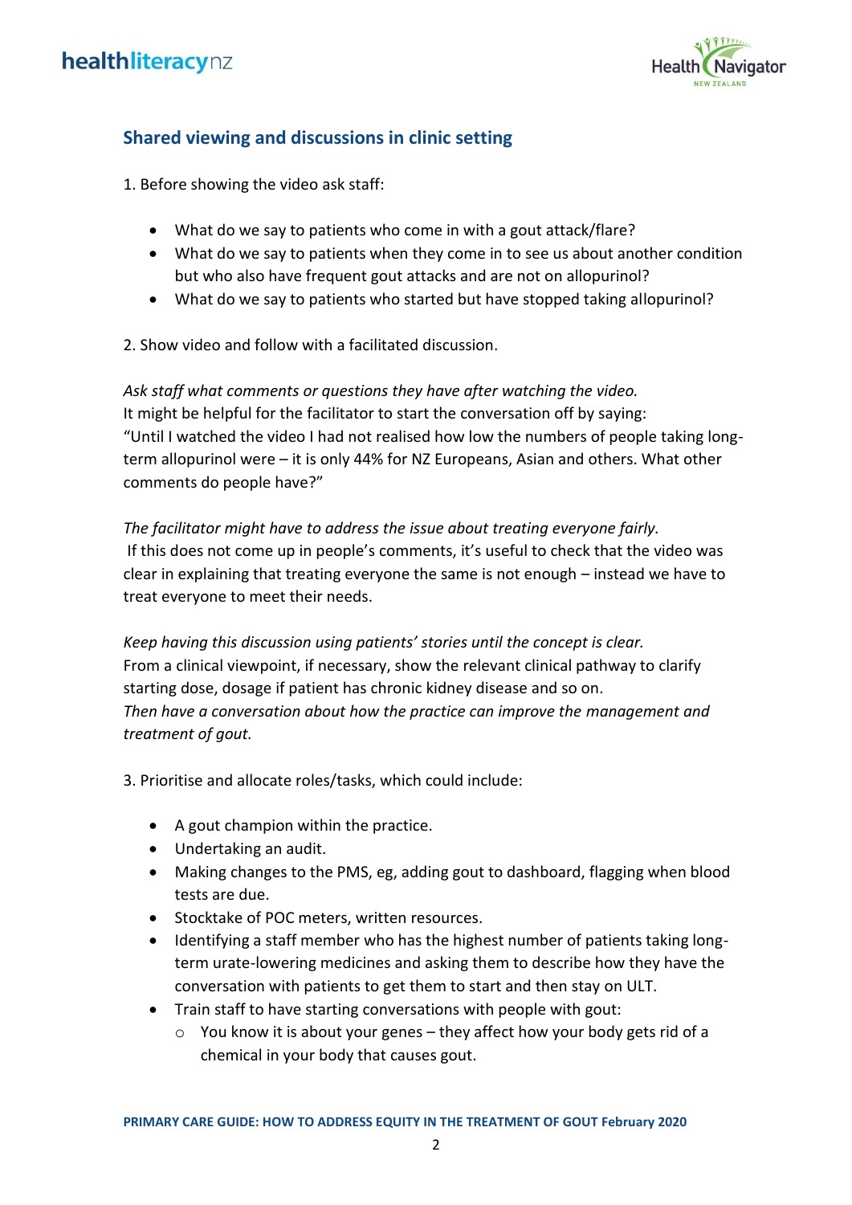## Shared viewing and discussions in clinic setting

1. Before showing the video ask staff:

- What do we say to patients who come in with a gout attack/flare?
- What do we say to patients when they come in to see us about another condition but who also have frequent gout attacks and are not on allopurinol?
- What do we say to patients who started but have stopped taking allopurinol?

2. Show video and follow with a facilitated discussion.

*Ask staff what comments or questions they have after watching the video.*
It might be helpful for the facilitator to start the conversation off by saying:
"Until I watched the video I had not realised how low the numbers of people taking long-term allopurinol were – it is only 44% for NZ Europeans, Asian and others. What other comments do people have?"

*The facilitator might have to address the issue about treating everyone fairly.*
If this does not come up in people's comments, it's useful to check that the video was clear in explaining that treating everyone the same is not enough – instead we have to treat everyone to meet their needs.

*Keep having this discussion using patients' stories until the concept is clear.*
From a clinical viewpoint, if necessary, show the relevant clinical pathway to clarify starting dose, dosage if patient has chronic kidney disease and so on.
*Then have a conversation about how the practice can improve the management and treatment of gout.*

3. Prioritise and allocate roles/tasks, which could include:

- A gout champion within the practice.
- Undertaking an audit.
- Making changes to the PMS, eg, adding gout to dashboard, flagging when blood tests are due.
- Stocktake of POC meters, written resources.
- Identifying a staff member who has the highest number of patients taking long-term urate-lowering medicines and asking them to describe how they have the conversation with patients to get them to start and then stay on ULT.
- Train staff to have starting conversations with people with gout:
  - You know it is about your genes – they affect how your body gets rid of a chemical in your body that causes gout.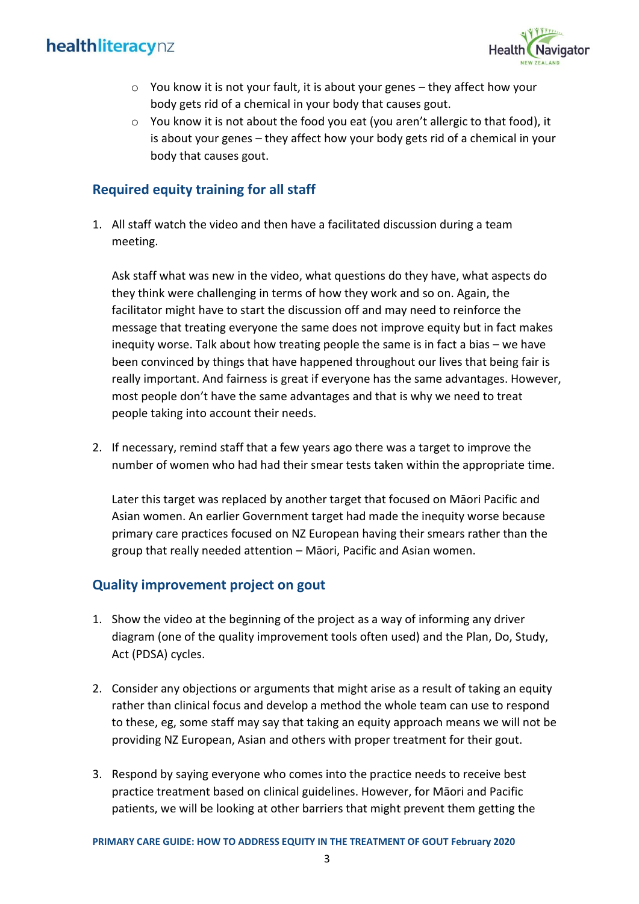- You know it is not your fault, it is about your genes – they affect how your body gets rid of a chemical in your body that causes gout.
- You know it is not about the food you eat (you aren't allergic to that food), it is about your genes – they affect how your body gets rid of a chemical in your body that causes gout.

## Required equity training for all staff

1. All staff watch the video and then have a facilitated discussion during a team meeting.

   Ask staff what was new in the video, what questions do they have, what aspects do they think were challenging in terms of how they work and so on. Again, the facilitator might have to start the discussion off and may need to reinforce the message that treating everyone the same does not improve equity but in fact makes inequity worse. Talk about how treating people the same is in fact a bias – we have been convinced by things that have happened throughout our lives that being fair is really important. And fairness is great if everyone has the same advantages. However, most people don't have the same advantages and that is why we need to treat people taking into account their needs.

2. If necessary, remind staff that a few years ago there was a target to improve the number of women who had had their smear tests taken within the appropriate time.

   Later this target was replaced by another target that focused on Māori Pacific and Asian women. An earlier Government target had made the inequity worse because primary care practices focused on NZ European having their smears rather than the group that really needed attention – Māori, Pacific and Asian women.

## Quality improvement project on gout

1. Show the video at the beginning of the project as a way of informing any driver diagram (one of the quality improvement tools often used) and the Plan, Do, Study, Act (PDSA) cycles.

2. Consider any objections or arguments that might arise as a result of taking an equity rather than clinical focus and develop a method the whole team can use to respond to these, eg, some staff may say that taking an equity approach means we will not be providing NZ European, Asian and others with proper treatment for their gout.

3. Respond by saying everyone who comes into the practice needs to receive best practice treatment based on clinical guidelines. However, for Māori and Pacific patients, we will be looking at other barriers that might prevent them getting the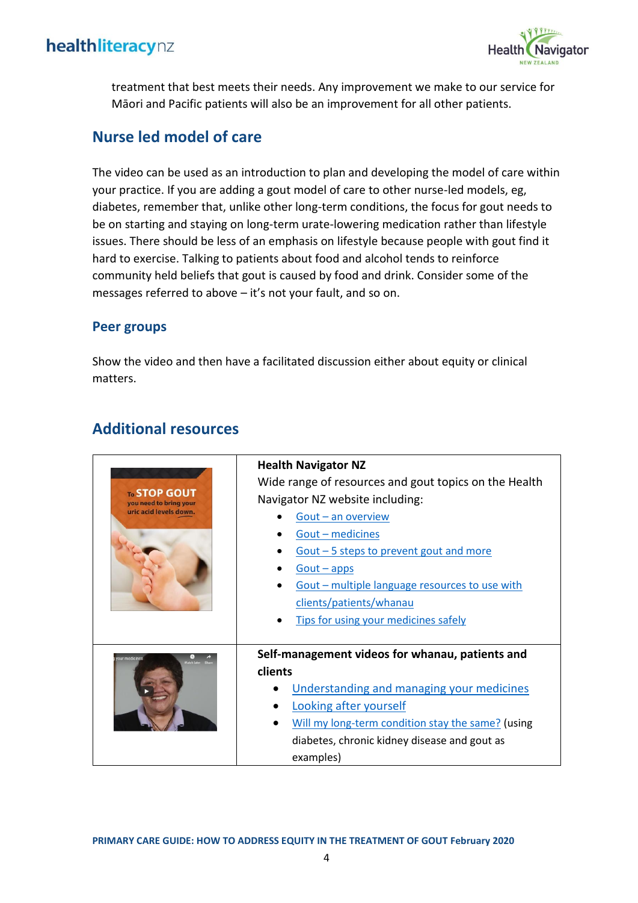treatment that best meets their needs. Any improvement we make to our service for Māori and Pacific patients will also be an improvement for all other patients.

## Nurse led model of care

The video can be used as an introduction to plan and developing the model of care within your practice. If you are adding a gout model of care to other nurse-led models, eg, diabetes, remember that, unlike other long-term conditions, the focus for gout needs to be on starting and staying on long-term urate-lowering medication rather than lifestyle issues. There should be less of an emphasis on lifestyle because people with gout find it hard to exercise. Talking to patients about food and alcohol tends to reinforce community held beliefs that gout is caused by food and drink. Consider some of the messages referred to above – it's not your fault, and so on.

### Peer groups

Show the video and then have a facilitated discussion either about equity or clinical matters.

## Additional resources

| | |
|---|---|
| To STOP GOUT you need to bring your uric acid levels down. | **Health Navigator NZ**<br>Wide range of resources and gout topics on the Health Navigator NZ website including:<br>• Gout – an overview<br>• Gout – medicines<br>• Gout – 5 steps to prevent gout and more<br>• Gout – apps<br>• Gout – multiple language resources to use with clients/patients/whanau<br>• Tips for using your medicines safely |
| | **Self-management videos for whanau, patients and clients**<br>• Understanding and managing your medicines<br>• Looking after yourself<br>• Will my long-term condition stay the same? (using diabetes, chronic kidney disease and gout as examples) |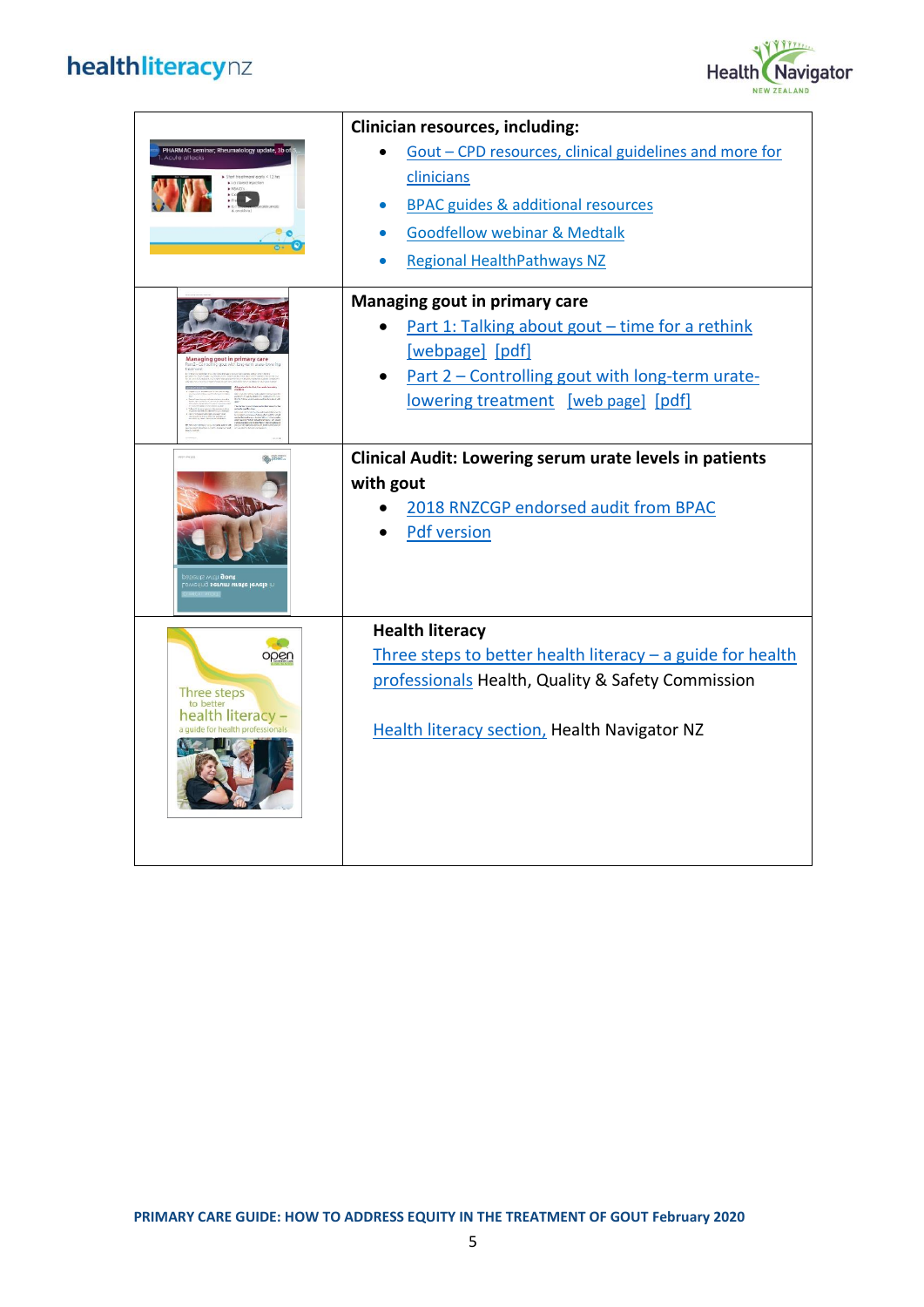| | |
|---|---|
| | **Clinician resources, including:**<br>• Gout – CPD resources, clinical guidelines and more for clinicians<br>• BPAC guides & additional resources<br>• Goodfellow webinar & Medtalk<br>• Regional HealthPathways NZ |
| | **Managing gout in primary care**<br>• Part 1: Talking about gout – time for a rethink [webpage] [pdf]<br>• Part 2 – Controlling gout with long-term urate-lowering treatment [web page] [pdf] |
| | **Clinical Audit: Lowering serum urate levels in patients with gout**<br>• 2018 RNZCGP endorsed audit from BPAC<br>• Pdf version |
| | **Health literacy**<br>Three steps to better health literacy – a guide for health professionals Health, Quality & Safety Commission<br><br>Health literacy section, Health Navigator NZ |